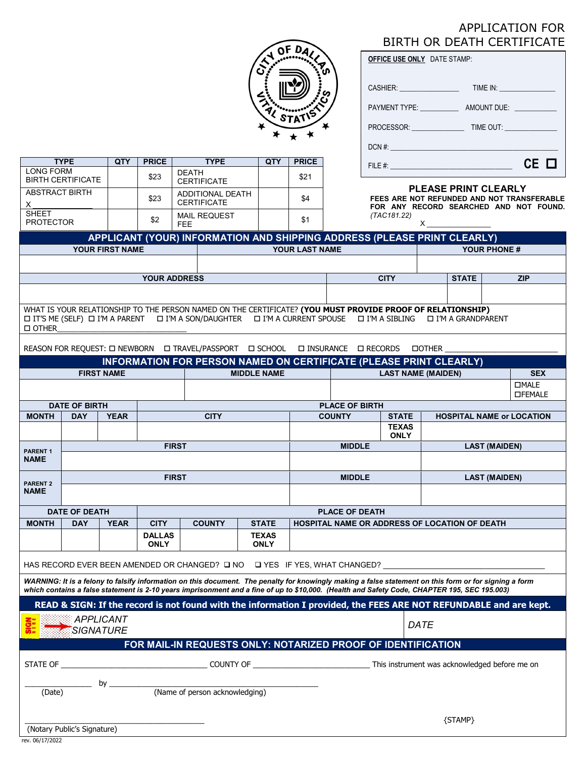# APPLICATION FOR BIRTH OR DEATH CERTIFICATE

CITY OF DALLAS VITAL STATISTICS

**OFFICE USE ONLY** DATE STAMP:

CASHIER: _______________ TIME IN: _______________

PAYMENT TYPE: __________ AMOUNT DUE: ___________

PROCESSOR: _____________ TIME OUT: _____________

DCN #: ______________________________________

FILE #: ______________________________ CE ☐

| TYPE | QTY | PRICE | TYPE | QTY | PRICE |
|---|---|---|---|---|---|
| LONG FORM BIRTH CERTIFICATE | | $23 | DEATH CERTIFICATE | | $21 |
| ABSTRACT BIRTH X ____________ | | $23 | ADDITIONAL DEATH CERTIFICATE | | $4 |
| SHEET PROTECTOR | | $2 | MAIL REQUEST FEE | | $1 |

**PLEASE PRINT CLEARLY**

**FEES ARE NOT REFUNDED AND NOT TRANSFERABLE FOR ANY RECORD SEARCHED AND NOT FOUND.**

*(TAC181.22)*

X _______________

## APPLICANT (YOUR) INFORMATION AND SHIPPING ADDRESS (PLEASE PRINT CLEARLY)

| YOUR FIRST NAME | YOUR LAST NAME | YOUR PHONE # |
|---|---|---|
| | | |

| YOUR ADDRESS | CITY | STATE | ZIP |
|---|---|---|---|
| | | | |

WHAT IS YOUR RELATIONSHIP TO THE PERSON NAMED ON THE CERTIFICATE? **(YOU MUST PROVIDE PROOF OF RELATIONSHIP)**
☐ IT'S ME (SELF) ☐ I'M A PARENT ☐ I'M A SON/DAUGHTER ☐ I'M A CURRENT SPOUSE ☐ I'M A SIBLING ☐ I'M A GRANDPARENT
☐ OTHER______________________________

REASON FOR REQUEST: ☐ NEWBORN ☐ TRAVEL/PASSPORT ☐ SCHOOL ☐ INSURANCE ☐ RECORDS ☐OTHER __________________________

## INFORMATION FOR PERSON NAMED ON CERTIFICATE (PLEASE PRINT CLEARLY)

| FIRST NAME | MIDDLE NAME | LAST NAME (MAIDEN) | SEX |
|---|---|---|---|
| | | | ☐MALE ☐FEMALE |

| DATE OF BIRTH | | | PLACE OF BIRTH | | | |
|---|---|---|---|---|---|---|
| MONTH | DAY | YEAR | CITY | COUNTY | STATE | HOSPITAL NAME or LOCATION |
| | | | | | TEXAS ONLY | |

| | FIRST | MIDDLE | LAST (MAIDEN) |
|---|---|---|---|
| PARENT 1 NAME | | | |
| PARENT 2 NAME | | | |

| DATE OF DEATH | | | PLACE OF DEATH | | | |
|---|---|---|---|---|---|---|
| MONTH | DAY | YEAR | CITY | COUNTY | STATE | HOSPITAL NAME OR ADDRESS OF LOCATION OF DEATH |
| | | | DALLAS ONLY | | TEXAS ONLY | |

HAS RECORD EVER BEEN AMENDED OR CHANGED? ☐ NO ☐ YES IF YES, WHAT CHANGED? ________________________________________

***WARNING: It is a felony to falsify information on this document. The penalty for knowingly making a false statement on this form or for signing a form which contains a false statement is 2-10 years imprisonment and a fine of up to $10,000. (Health and Safety Code, CHAPTER 195, SEC 195.003)***

**READ & SIGN: If the record is not found with the information I provided, the FEES ARE NOT REFUNDABLE and are kept.**

SIGN HERE *APPLICANT SIGNATURE* | *DATE*

## FOR MAIL-IN REQUESTS ONLY: NOTARIZED PROOF OF IDENTIFICATION

STATE OF ________________________________ COUNTY OF ___________________________ This instrument was acknowledged before me on

_______________ by _______________________________________________
(Date) (Name of person acknowledging)

_________________________________________ {STAMP}
(Notary Public's Signature)

rev. 06/17/2022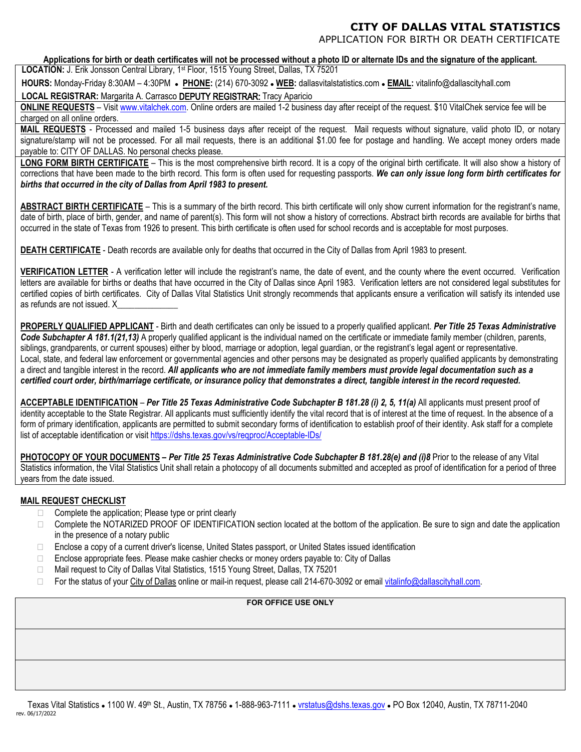# CITY OF DALLAS VITAL STATISTICS

APPLICATION FOR BIRTH OR DEATH CERTIFICATE

**Applications for birth or death certificates will not be processed without a photo ID or alternate IDs and the signature of the applicant.**

**LOCATION:** J. Erik Jonsson Central Library, 1st Floor, 1515 Young Street, Dallas, TX 75201

**HOURS:** Monday-Friday 8:30AM – 4:30PM • **PHONE:** (214) 670-3092 • **WEB:** dallasvitalstatistics.com • **EMAIL:** vitalinfo@dallascityhall.com

**LOCAL REGISTRAR:** Margarita A. Carrasco **DEPUTY REGISTRAR:** Tracy Aparicio

**ONLINE REQUESTS** – Visit www.vitalchek.com. Online orders are mailed 1-2 business day after receipt of the request. $10 VitalChek service fee will be charged on all online orders.

**MAIL REQUESTS** - Processed and mailed 1-5 business days after receipt of the request. Mail requests without signature, valid photo ID, or notary signature/stamp will not be processed. For all mail requests, there is an additional $1.00 fee for postage and handling. We accept money orders made payable to: CITY OF DALLAS. No personal checks please.

**LONG FORM BIRTH CERTIFICATE** – This is the most comprehensive birth record. It is a copy of the original birth certificate. It will also show a history of corrections that have been made to the birth record. This form is often used for requesting passports. ***We can only issue long form birth certificates for births that occurred in the city of Dallas from April 1983 to present.***

**ABSTRACT BIRTH CERTIFICATE** – This is a summary of the birth record. This birth certificate will only show current information for the registrant's name, date of birth, place of birth, gender, and name of parent(s). This form will not show a history of corrections. Abstract birth records are available for births that occurred in the state of Texas from 1926 to present. This birth certificate is often used for school records and is acceptable for most purposes.

**DEATH CERTIFICATE** - Death records are available only for deaths that occurred in the City of Dallas from April 1983 to present.

**VERIFICATION LETTER** - A verification letter will include the registrant's name, the date of event, and the county where the event occurred. Verification letters are available for births or deaths that have occurred in the City of Dallas since April 1983. Verification letters are not considered legal substitutes for certified copies of birth certificates. City of Dallas Vital Statistics Unit strongly recommends that applicants ensure a verification will satisfy its intended use as refunds are not issued. X______________

**PROPERLY QUALIFIED APPLICANT** - Birth and death certificates can only be issued to a properly qualified applicant. ***Per Title 25 Texas Administrative Code Subchapter A 181.1(21,13)*** A properly qualified applicant is the individual named on the certificate or immediate family member (children, parents, siblings, grandparents, or current spouses) either by blood, marriage or adoption, legal guardian, or the registrant's legal agent or representative. Local, state, and federal law enforcement or governmental agencies and other persons may be designated as properly qualified applicants by demonstrating a direct and tangible interest in the record. ***All applicants who are not immediate family members must provide legal documentation such as a certified court order, birth/marriage certificate, or insurance policy that demonstrates a direct, tangible interest in the record requested.***

**ACCEPTABLE IDENTIFICATION** – ***Per Title 25 Texas Administrative Code Subchapter B 181.28 (i) 2, 5, 11(a)*** All applicants must present proof of identity acceptable to the State Registrar. All applicants must sufficiently identify the vital record that is of interest at the time of request. In the absence of a form of primary identification, applicants are permitted to submit secondary forms of identification to establish proof of their identity. Ask staff for a complete list of acceptable identification or visit https://dshs.texas.gov/vs/reqproc/Acceptable-IDs/

**PHOTOCOPY OF YOUR DOCUMENTS** – ***Per Title 25 Texas Administrative Code Subchapter B 181.28(e) and (i)8*** Prior to the release of any Vital Statistics information, the Vital Statistics Unit shall retain a photocopy of all documents submitted and accepted as proof of identification for a period of three years from the date issued.

## MAIL REQUEST CHECKLIST

- ☐ Complete the application; Please type or print clearly
- ☐ Complete the NOTARIZED PROOF OF IDENTIFICATION section located at the bottom of the application. Be sure to sign and date the application in the presence of a notary public
- ☐ Enclose a copy of a current driver's license, United States passport, or United States issued identification
- ☐ Enclose appropriate fees. Please make cashier checks or money orders payable to: City of Dallas
- ☐ Mail request to City of Dallas Vital Statistics, 1515 Young Street, Dallas, TX 75201
- ☐ For the status of your City of Dallas online or mail-in request, please call 214-670-3092 or email vitalinfo@dallascityhall.com.

| FOR OFFICE USE ONLY |
| --- |
| |
| |

Texas Vital Statistics • 1100 W. 49th St., Austin, TX 78756 • 1-888-963-7111 • vrstatus@dshs.texas.gov • PO Box 12040, Austin, TX 78711-2040

rev. 06/17/2022